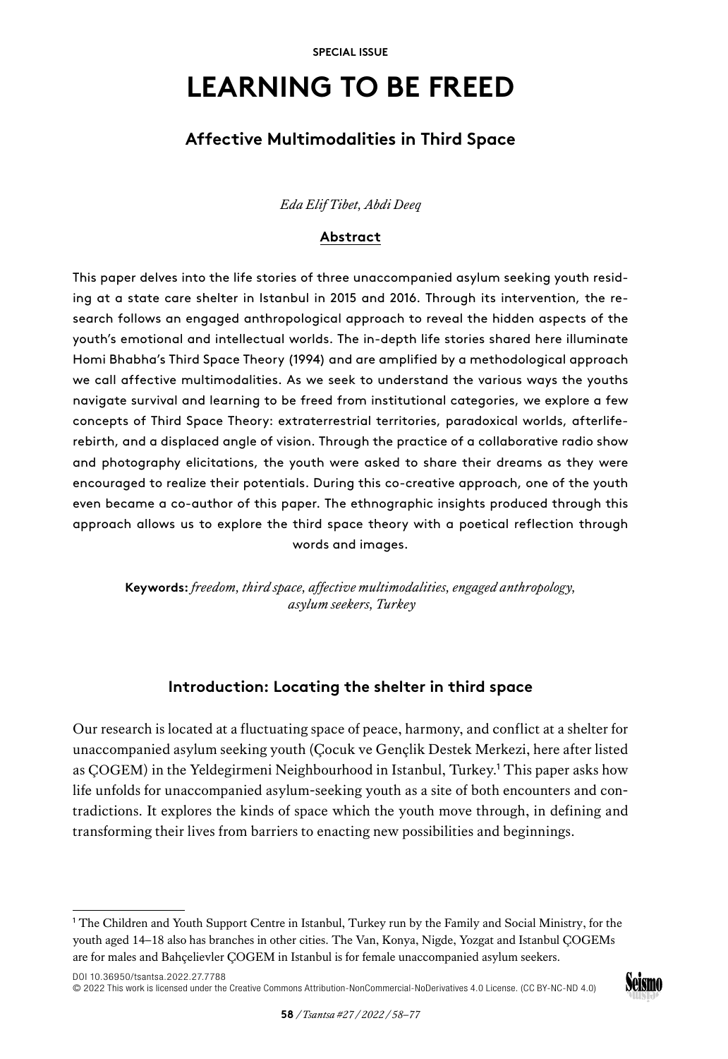SPECIAL ISSUE

# LEARNING TO BE FREED

## Affective Multimodalities in Third Space

*Eda Elif Tibet, Abdi Deeq*

### Abstract

This paper delves into the life stories of three unaccompanied asylum seeking youth residing at a state care shelter in Istanbul in 2015 and 2016. Through its intervention, the research follows an engaged anthropological approach to reveal the hidden aspects of the youth's emotional and intellectual worlds. The in-depth life stories shared here illuminate Homi Bhabha's Third Space Theory (1994) and are amplified by a methodological approach we call affective multimodalities. As we seek to understand the various ways the youths navigate survival and learning to be freed from institutional categories, we explore a few concepts of Third Space Theory: extraterrestrial territories, paradoxical worlds, afterlife-rebirth, and a displaced angle of vision. Through the practice of a collaborative radio show and photography elicitations, the youth were asked to share their dreams as they were encouraged to realize their potentials. During this co-creative approach, one of the youth even became a co-author of this paper. The ethnographic insights produced through this approach allows us to explore the third space theory with a poetical reflection through words and images.

**Keywords:** *freedom, third space, affective multimodalities, engaged anthropology, asylum seekers, Turkey*

### Introduction: Locating the shelter in third space

Our research is located at a fluctuating space of peace, harmony, and conflict at a shelter for unaccompanied asylum seeking youth (Çocuk ve Gençlik Destek Merkezi, here after listed as ÇOGEM) in the Yeldegirmeni Neighbourhood in Istanbul, Turkey.[1] This paper asks how life unfolds for unaccompanied asylum-seeking youth as a site of both encounters and contradictions. It explores the kinds of space which the youth move through, in defining and transforming their lives from barriers to enacting new possibilities and beginnings.

[1] The Children and Youth Support Centre in Istanbul, Turkey run by the Family and Social Ministry, for the youth aged 14–18 also has branches in other cities. The Van, Konya, Nigde, Yozgat and Istanbul ÇOGEMs are for males and Bahçelievler ÇOGEM in Istanbul is for female unaccompanied asylum seekers.

DOI 10.36950/tsantsa.2022.27.7788

© 2022 This work is licensed under the Creative Commons Attribution-NonCommercial-NoDerivatives 4.0 License. (CC BY-NC-ND 4.0)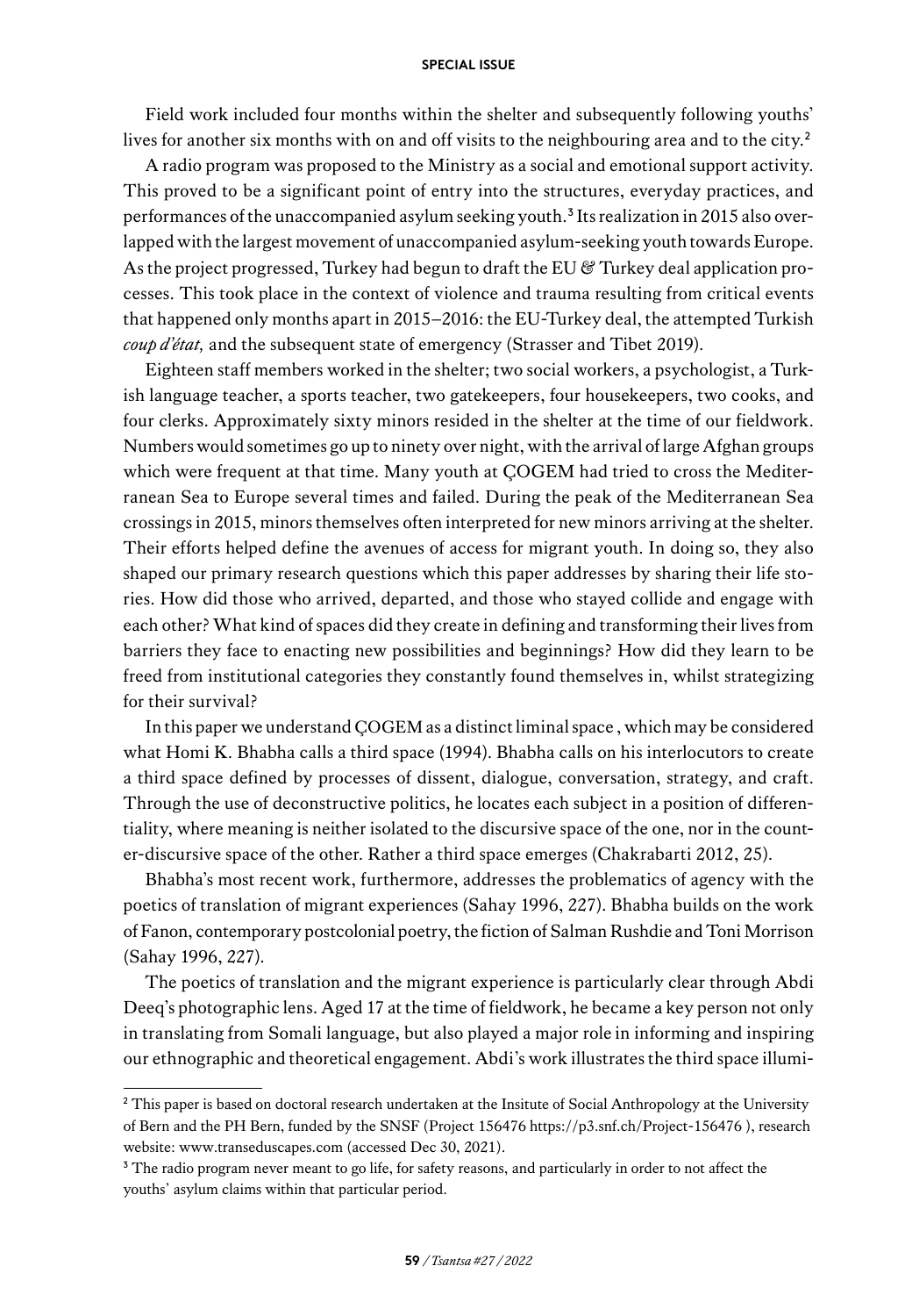Field work included four months within the shelter and subsequently following youths' lives for another six months with on and off visits to the neighbouring area and to the city.[2]

A radio program was proposed to the Ministry as a social and emotional support activity. This proved to be a significant point of entry into the structures, everyday practices, and performances of the unaccompanied asylum seeking youth.[3] Its realization in 2015 also overlapped with the largest movement of unaccompanied asylum-seeking youth towards Europe. As the project progressed, Turkey had begun to draft the EU & Turkey deal application processes. This took place in the context of violence and trauma resulting from critical events that happened only months apart in 2015–2016: the EU-Turkey deal, the attempted Turkish *coup d'état,* and the subsequent state of emergency (Strasser and Tibet 2019).

Eighteen staff members worked in the shelter; two social workers, a psychologist, a Turkish language teacher, a sports teacher, two gatekeepers, four housekeepers, two cooks, and four clerks. Approximately sixty minors resided in the shelter at the time of our fieldwork. Numbers would sometimes go up to ninety over night, with the arrival of large Afghan groups which were frequent at that time. Many youth at ÇOGEM had tried to cross the Mediterranean Sea to Europe several times and failed. During the peak of the Mediterranean Sea crossings in 2015, minors themselves often interpreted for new minors arriving at the shelter. Their efforts helped define the avenues of access for migrant youth. In doing so, they also shaped our primary research questions which this paper addresses by sharing their life stories. How did those who arrived, departed, and those who stayed collide and engage with each other? What kind of spaces did they create in defining and transforming their lives from barriers they face to enacting new possibilities and beginnings? How did they learn to be freed from institutional categories they constantly found themselves in, whilst strategizing for their survival?

In this paper we understand ÇOGEM as a distinct liminal space , which may be considered what Homi K. Bhabha calls a third space (1994). Bhabha calls on his interlocutors to create a third space defined by processes of dissent, dialogue, conversation, strategy, and craft. Through the use of deconstructive politics, he locates each subject in a position of differentiality, where meaning is neither isolated to the discursive space of the one, nor in the counter-discursive space of the other. Rather a third space emerges (Chakrabarti 2012, 25).

Bhabha's most recent work, furthermore, addresses the problematics of agency with the poetics of translation of migrant experiences (Sahay 1996, 227). Bhabha builds on the work of Fanon, contemporary postcolonial poetry, the fiction of Salman Rushdie and Toni Morrison (Sahay 1996, 227).

The poetics of translation and the migrant experience is particularly clear through Abdi Deeq's photographic lens. Aged 17 at the time of fieldwork, he became a key person not only in translating from Somali language, but also played a major role in informing and inspiring our ethnographic and theoretical engagement. Abdi's work illustrates the third space illumi-

---

[2] This paper is based on doctoral research undertaken at the Insitute of Social Anthropology at the University of Bern and the PH Bern, funded by the SNSF (Project 156476 https://p3.snf.ch/Project-156476 ), research website: www.transeduscapes.com (accessed Dec 30, 2021).

[3] The radio program never meant to go life, for safety reasons, and particularly in order to not affect the youths' asylum claims within that particular period.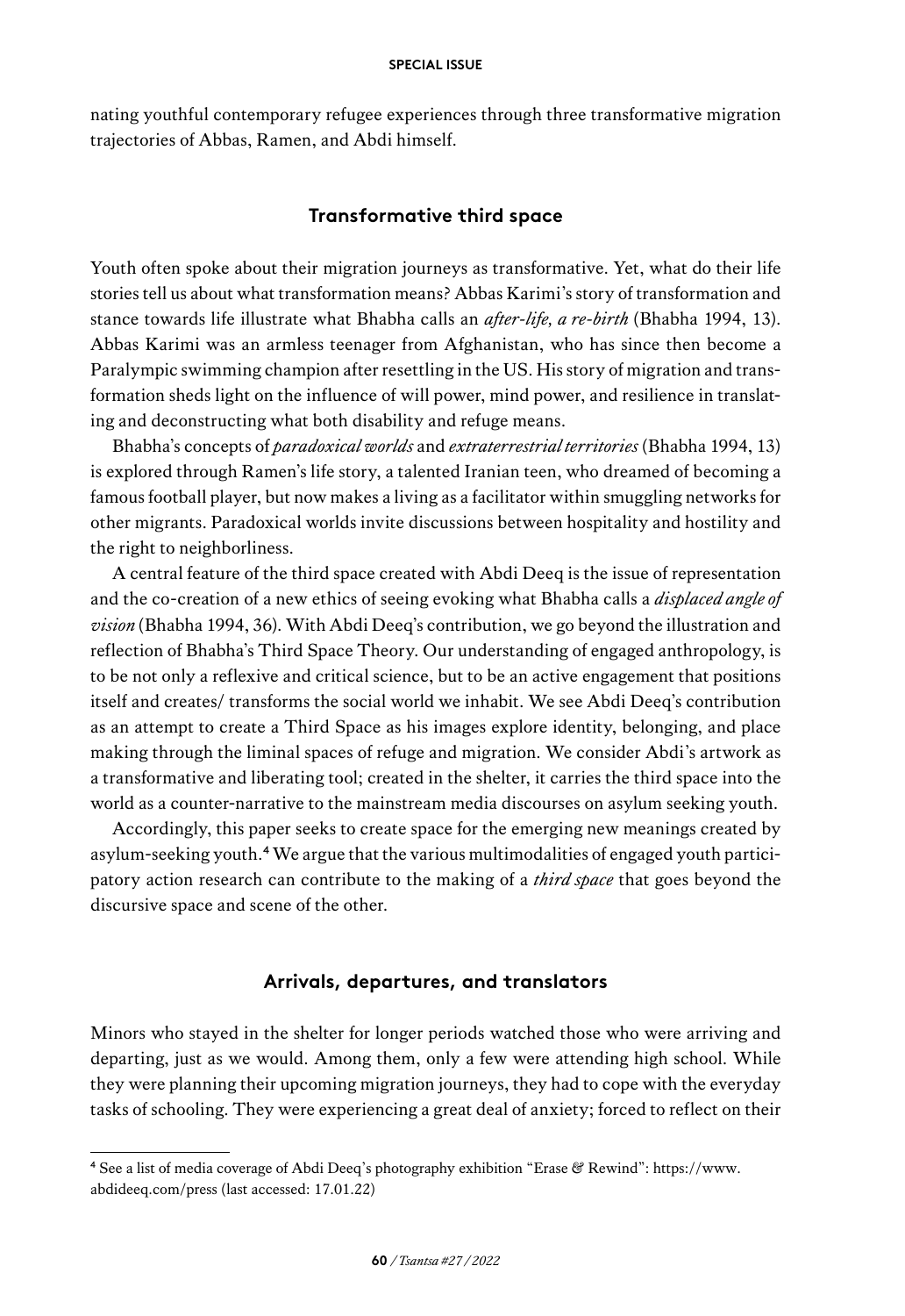nating youthful contemporary refugee experiences through three transformative migration trajectories of Abbas, Ramen, and Abdi himself.

## Transformative third space

Youth often spoke about their migration journeys as transformative. Yet, what do their life stories tell us about what transformation means? Abbas Karimi's story of transformation and stance towards life illustrate what Bhabha calls an *after-life, a re-birth* (Bhabha 1994, 13). Abbas Karimi was an armless teenager from Afghanistan, who has since then become a Paralympic swimming champion after resettling in the US. His story of migration and transformation sheds light on the influence of will power, mind power, and resilience in translating and deconstructing what both disability and refuge means.

Bhabha's concepts of *paradoxical worlds* and *extraterrestrial territories* (Bhabha 1994, 13) is explored through Ramen's life story, a talented Iranian teen, who dreamed of becoming a famous football player, but now makes a living as a facilitator within smuggling networks for other migrants. Paradoxical worlds invite discussions between hospitality and hostility and the right to neighborliness.

A central feature of the third space created with Abdi Deeq is the issue of representation and the co-creation of a new ethics of seeing evoking what Bhabha calls a *displaced angle of vision* (Bhabha 1994, 36). With Abdi Deeq's contribution, we go beyond the illustration and reflection of Bhabha's Third Space Theory. Our understanding of engaged anthropology, is to be not only a reflexive and critical science, but to be an active engagement that positions itself and creates/ transforms the social world we inhabit. We see Abdi Deeq's contribution as an attempt to create a Third Space as his images explore identity, belonging, and place making through the liminal spaces of refuge and migration. We consider Abdi's artwork as a transformative and liberating tool; created in the shelter, it carries the third space into the world as a counter-narrative to the mainstream media discourses on asylum seeking youth.

Accordingly, this paper seeks to create space for the emerging new meanings created by asylum-seeking youth.[4] We argue that the various multimodalities of engaged youth participatory action research can contribute to the making of a *third space* that goes beyond the discursive space and scene of the other.

## Arrivals, departures, and translators

Minors who stayed in the shelter for longer periods watched those who were arriving and departing, just as we would. Among them, only a few were attending high school. While they were planning their upcoming migration journeys, they had to cope with the everyday tasks of schooling. They were experiencing a great deal of anxiety; forced to reflect on their

[4] See a list of media coverage of Abdi Deeq's photography exhibition "Erase & Rewind": https://www.abdideeq.com/press (last accessed: 17.01.22)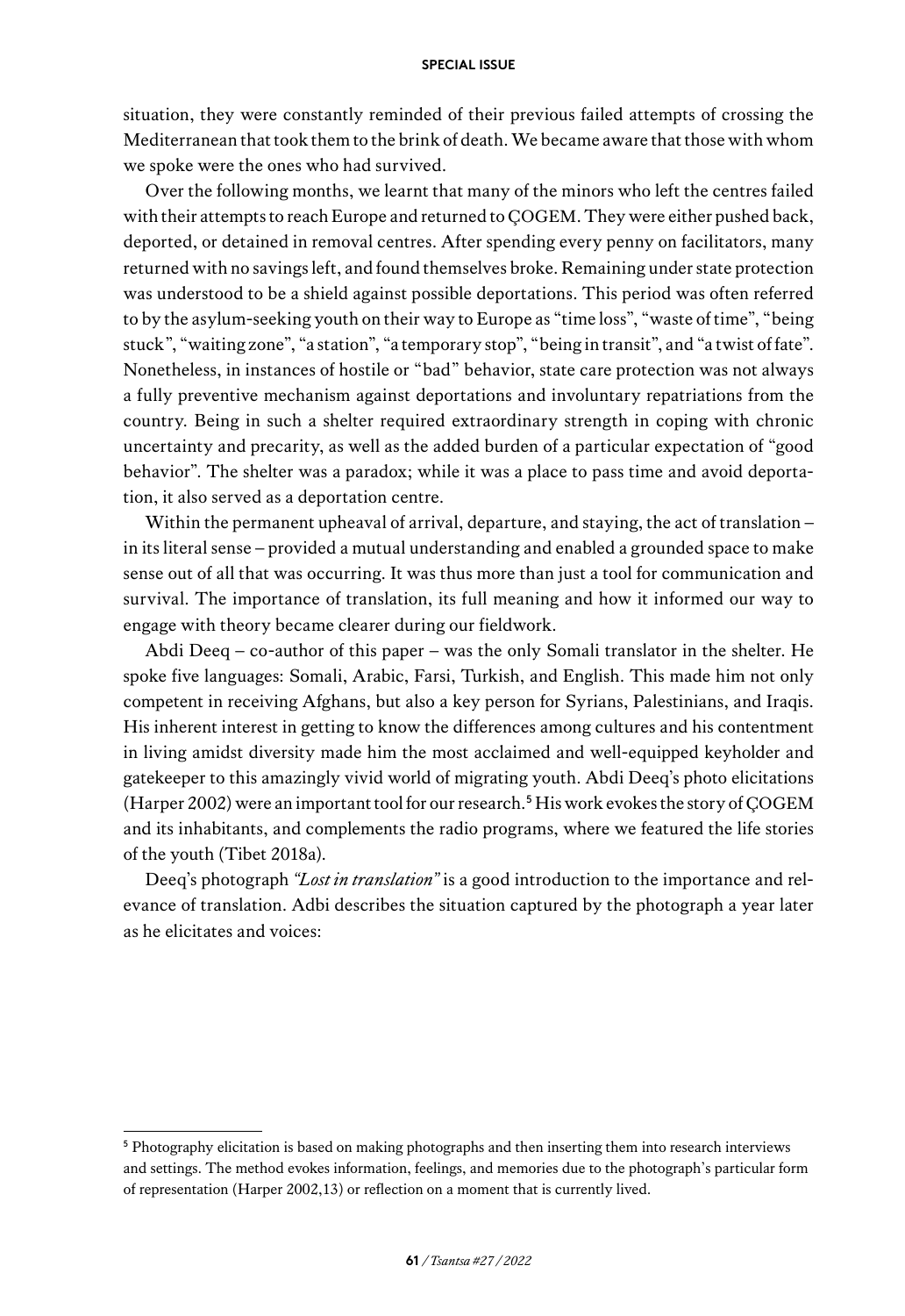situation, they were constantly reminded of their previous failed attempts of crossing the Mediterranean that took them to the brink of death. We became aware that those with whom we spoke were the ones who had survived.

Over the following months, we learnt that many of the minors who left the centres failed with their attempts to reach Europe and returned to ÇOGEM. They were either pushed back, deported, or detained in removal centres. After spending every penny on facilitators, many returned with no savings left, and found themselves broke. Remaining under state protection was understood to be a shield against possible deportations. This period was often referred to by the asylum-seeking youth on their way to Europe as "time loss", "waste of time", "being stuck", "waiting zone", "a station", "a temporary stop", "being in transit", and "a twist of fate". Nonetheless, in instances of hostile or "bad" behavior, state care protection was not always a fully preventive mechanism against deportations and involuntary repatriations from the country. Being in such a shelter required extraordinary strength in coping with chronic uncertainty and precarity, as well as the added burden of a particular expectation of "good behavior". The shelter was a paradox; while it was a place to pass time and avoid deportation, it also served as a deportation centre.

Within the permanent upheaval of arrival, departure, and staying, the act of translation – in its literal sense – provided a mutual understanding and enabled a grounded space to make sense out of all that was occurring. It was thus more than just a tool for communication and survival. The importance of translation, its full meaning and how it informed our way to engage with theory became clearer during our fieldwork.

Abdi Deeq – co-author of this paper – was the only Somali translator in the shelter. He spoke five languages: Somali, Arabic, Farsi, Turkish, and English. This made him not only competent in receiving Afghans, but also a key person for Syrians, Palestinians, and Iraqis. His inherent interest in getting to know the differences among cultures and his contentment in living amidst diversity made him the most acclaimed and well-equipped keyholder and gatekeeper to this amazingly vivid world of migrating youth. Abdi Deeq's photo elicitations (Harper 2002) were an important tool for our research.[5] His work evokes the story of ÇOGEM and its inhabitants, and complements the radio programs, where we featured the life stories of the youth (Tibet 2018a).

Deeq's photograph *"Lost in translation"* is a good introduction to the importance and relevance of translation. Adbi describes the situation captured by the photograph a year later as he elicitates and voices:

---

[5] Photography elicitation is based on making photographs and then inserting them into research interviews and settings. The method evokes information, feelings, and memories due to the photograph's particular form of representation (Harper 2002,13) or reflection on a moment that is currently lived.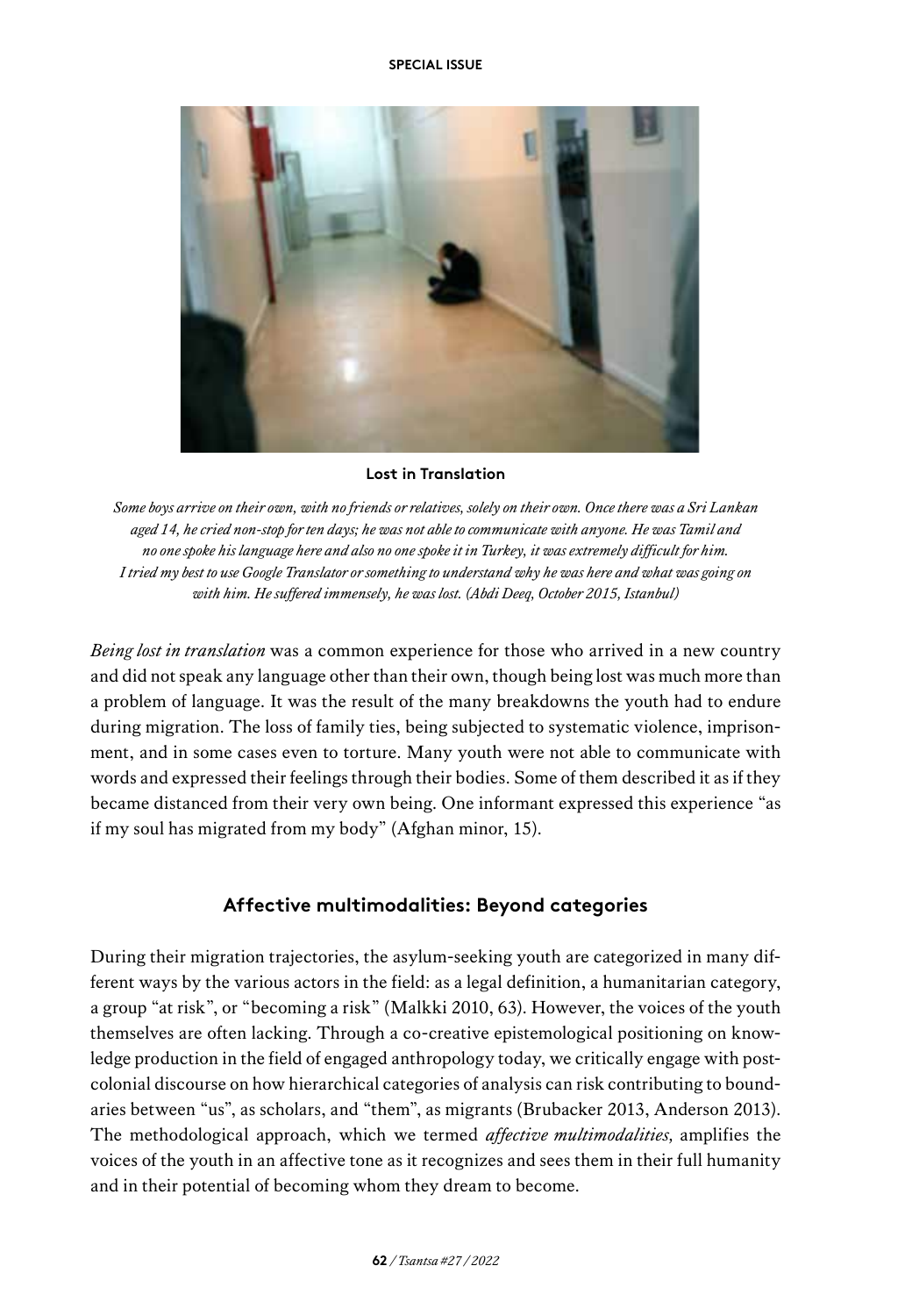**Lost in Translation**

*Some boys arrive on their own, with no friends or relatives, solely on their own. Once there was a Sri Lankan aged 14, he cried non-stop for ten days; he was not able to communicate with anyone. He was Tamil and no one spoke his language here and also no one spoke it in Turkey, it was extremely difficult for him. I tried my best to use Google Translator or something to understand why he was here and what was going on with him. He suffered immensely, he was lost. (Abdi Deeq, October 2015, Istanbul)*

*Being lost in translation* was a common experience for those who arrived in a new country and did not speak any language other than their own, though being lost was much more than a problem of language. It was the result of the many breakdowns the youth had to endure during migration. The loss of family ties, being subjected to systematic violence, imprisonment, and in some cases even to torture. Many youth were not able to communicate with words and expressed their feelings through their bodies. Some of them described it as if they became distanced from their very own being. One informant expressed this experience "as if my soul has migrated from my body" (Afghan minor, 15).

## Affective multimodalities: Beyond categories

During their migration trajectories, the asylum-seeking youth are categorized in many different ways by the various actors in the field: as a legal definition, a humanitarian category, a group "at risk", or "becoming a risk" (Malkki 2010, 63). However, the voices of the youth themselves are often lacking. Through a co-creative epistemological positioning on knowledge production in the field of engaged anthropology today, we critically engage with postcolonial discourse on how hierarchical categories of analysis can risk contributing to boundaries between "us", as scholars, and "them", as migrants (Brubacker 2013, Anderson 2013). The methodological approach, which we termed *affective multimodalities,* amplifies the voices of the youth in an affective tone as it recognizes and sees them in their full humanity and in their potential of becoming whom they dream to become.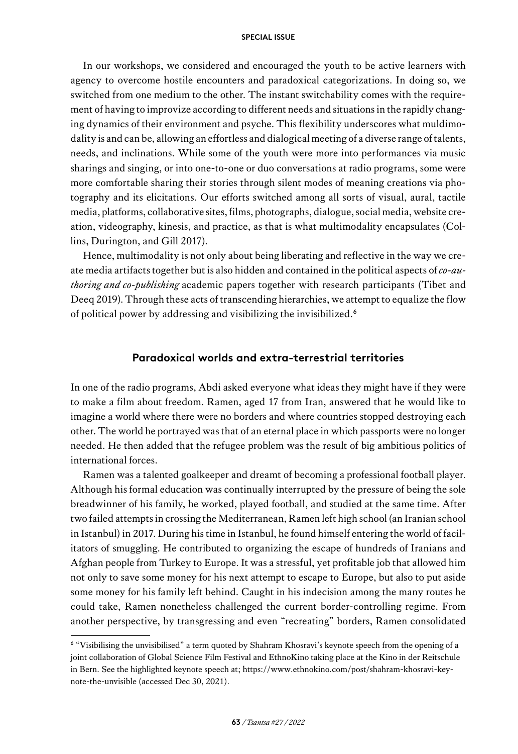In our workshops, we considered and encouraged the youth to be active learners with agency to overcome hostile encounters and paradoxical categorizations. In doing so, we switched from one medium to the other. The instant switchability comes with the requirement of having to improvize according to different needs and situations in the rapidly changing dynamics of their environment and psyche. This flexibility underscores what muldimodality is and can be, allowing an effortless and dialogical meeting of a diverse range of talents, needs, and inclinations. While some of the youth were more into performances via music sharings and singing, or into one-to-one or duo conversations at radio programs, some were more comfortable sharing their stories through silent modes of meaning creations via photography and its elicitations. Our efforts switched among all sorts of visual, aural, tactile media, platforms, collaborative sites, films, photographs, dialogue, social media, website creation, videography, kinesis, and practice, as that is what multimodality encapsulates (Collins, Durington, and Gill 2017).

Hence, multimodality is not only about being liberating and reflective in the way we create media artifacts together but is also hidden and contained in the political aspects of *co-authoring and co-publishing* academic papers together with research participants (Tibet and Deeq 2019). Through these acts of transcending hierarchies, we attempt to equalize the flow of political power by addressing and visibilizing the invisibilized.[6]

## Paradoxical worlds and extra-terrestrial territories

In one of the radio programs, Abdi asked everyone what ideas they might have if they were to make a film about freedom. Ramen, aged 17 from Iran, answered that he would like to imagine a world where there were no borders and where countries stopped destroying each other. The world he portrayed was that of an eternal place in which passports were no longer needed. He then added that the refugee problem was the result of big ambitious politics of international forces.

Ramen was a talented goalkeeper and dreamt of becoming a professional football player. Although his formal education was continually interrupted by the pressure of being the sole breadwinner of his family, he worked, played football, and studied at the same time. After two failed attempts in crossing the Mediterranean, Ramen left high school (an Iranian school in Istanbul) in 2017. During his time in Istanbul, he found himself entering the world of facilitators of smuggling. He contributed to organizing the escape of hundreds of Iranians and Afghan people from Turkey to Europe. It was a stressful, yet profitable job that allowed him not only to save some money for his next attempt to escape to Europe, but also to put aside some money for his family left behind. Caught in his indecision among the many routes he could take, Ramen nonetheless challenged the current border-controlling regime. From another perspective, by transgressing and even "recreating" borders, Ramen consolidated

[6] "Visibilising the unvisibilised" a term quoted by Shahram Khosravi's keynote speech from the opening of a joint collaboration of Global Science Film Festival and EthnoKino taking place at the Kino in der Reitschule in Bern. See the highlighted keynote speech at; https://www.ethnokino.com/post/shahram-khosravi-keynote-the-unvisible (accessed Dec 30, 2021).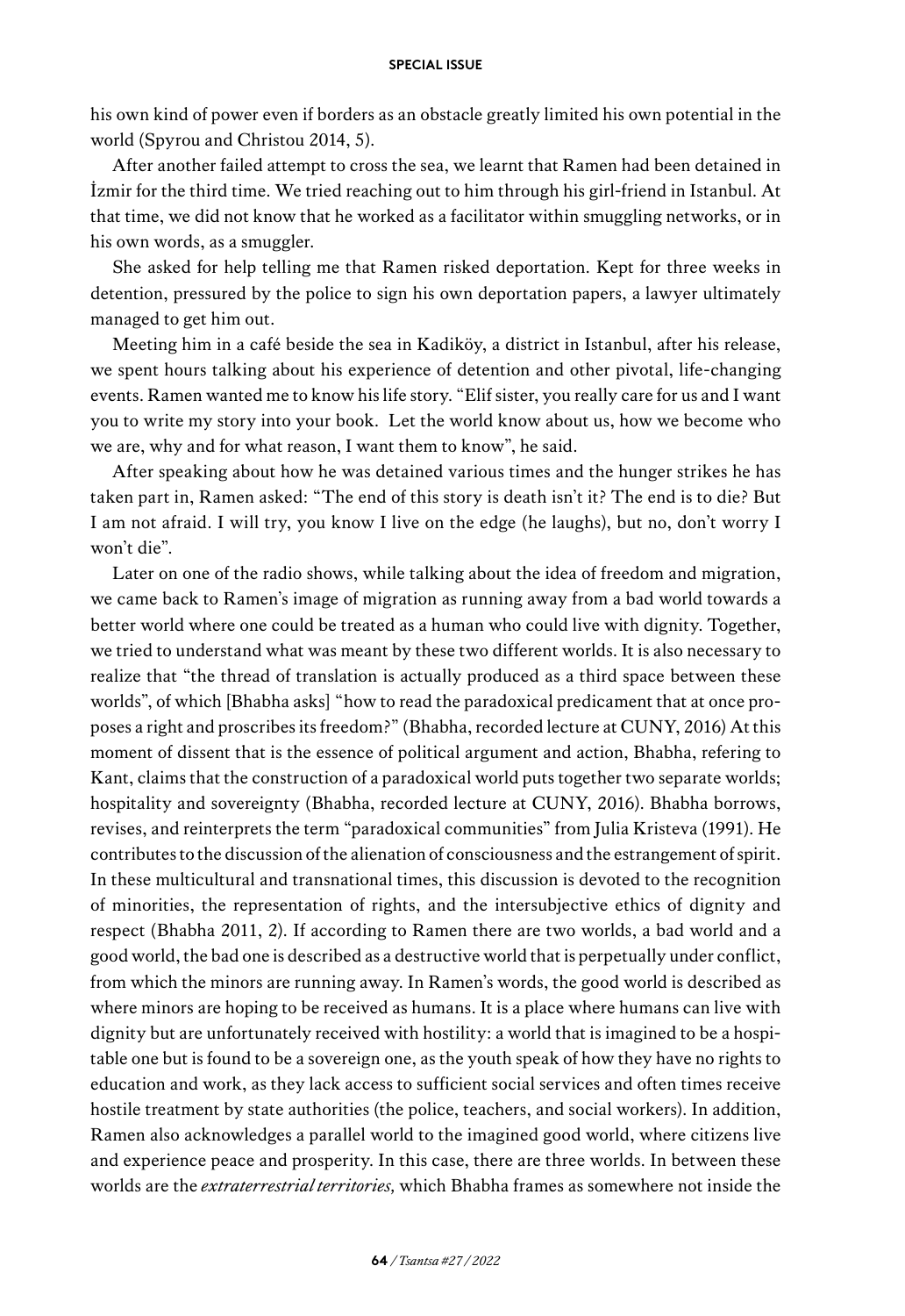his own kind of power even if borders as an obstacle greatly limited his own potential in the world (Spyrou and Christou 2014, 5).

After another failed attempt to cross the sea, we learnt that Ramen had been detained in İzmir for the third time. We tried reaching out to him through his girl-friend in Istanbul. At that time, we did not know that he worked as a facilitator within smuggling networks, or in his own words, as a smuggler.

She asked for help telling me that Ramen risked deportation. Kept for three weeks in detention, pressured by the police to sign his own deportation papers, a lawyer ultimately managed to get him out.

Meeting him in a café beside the sea in Kadiköy, a district in Istanbul, after his release, we spent hours talking about his experience of detention and other pivotal, life-changing events. Ramen wanted me to know his life story. "Elif sister, you really care for us and I want you to write my story into your book. Let the world know about us, how we become who we are, why and for what reason, I want them to know", he said.

After speaking about how he was detained various times and the hunger strikes he has taken part in, Ramen asked: "The end of this story is death isn't it? The end is to die? But I am not afraid. I will try, you know I live on the edge (he laughs), but no, don't worry I won't die".

Later on one of the radio shows, while talking about the idea of freedom and migration, we came back to Ramen's image of migration as running away from a bad world towards a better world where one could be treated as a human who could live with dignity. Together, we tried to understand what was meant by these two different worlds. It is also necessary to realize that "the thread of translation is actually produced as a third space between these worlds", of which [Bhabha asks] "how to read the paradoxical predicament that at once proposes a right and proscribes its freedom?" (Bhabha, recorded lecture at CUNY, 2016) At this moment of dissent that is the essence of political argument and action, Bhabha, refering to Kant, claims that the construction of a paradoxical world puts together two separate worlds; hospitality and sovereignty (Bhabha, recorded lecture at CUNY, 2016). Bhabha borrows, revises, and reinterprets the term "paradoxical communities" from Julia Kristeva (1991). He contributes to the discussion of the alienation of consciousness and the estrangement of spirit. In these multicultural and transnational times, this discussion is devoted to the recognition of minorities, the representation of rights, and the intersubjective ethics of dignity and respect (Bhabha 2011, 2). If according to Ramen there are two worlds, a bad world and a good world, the bad one is described as a destructive world that is perpetually under conflict, from which the minors are running away. In Ramen's words, the good world is described as where minors are hoping to be received as humans. It is a place where humans can live with dignity but are unfortunately received with hostility: a world that is imagined to be a hospitable one but is found to be a sovereign one, as the youth speak of how they have no rights to education and work, as they lack access to sufficient social services and often times receive hostile treatment by state authorities (the police, teachers, and social workers). In addition, Ramen also acknowledges a parallel world to the imagined good world, where citizens live and experience peace and prosperity. In this case, there are three worlds. In between these worlds are the *extraterrestrial territories,* which Bhabha frames as somewhere not inside the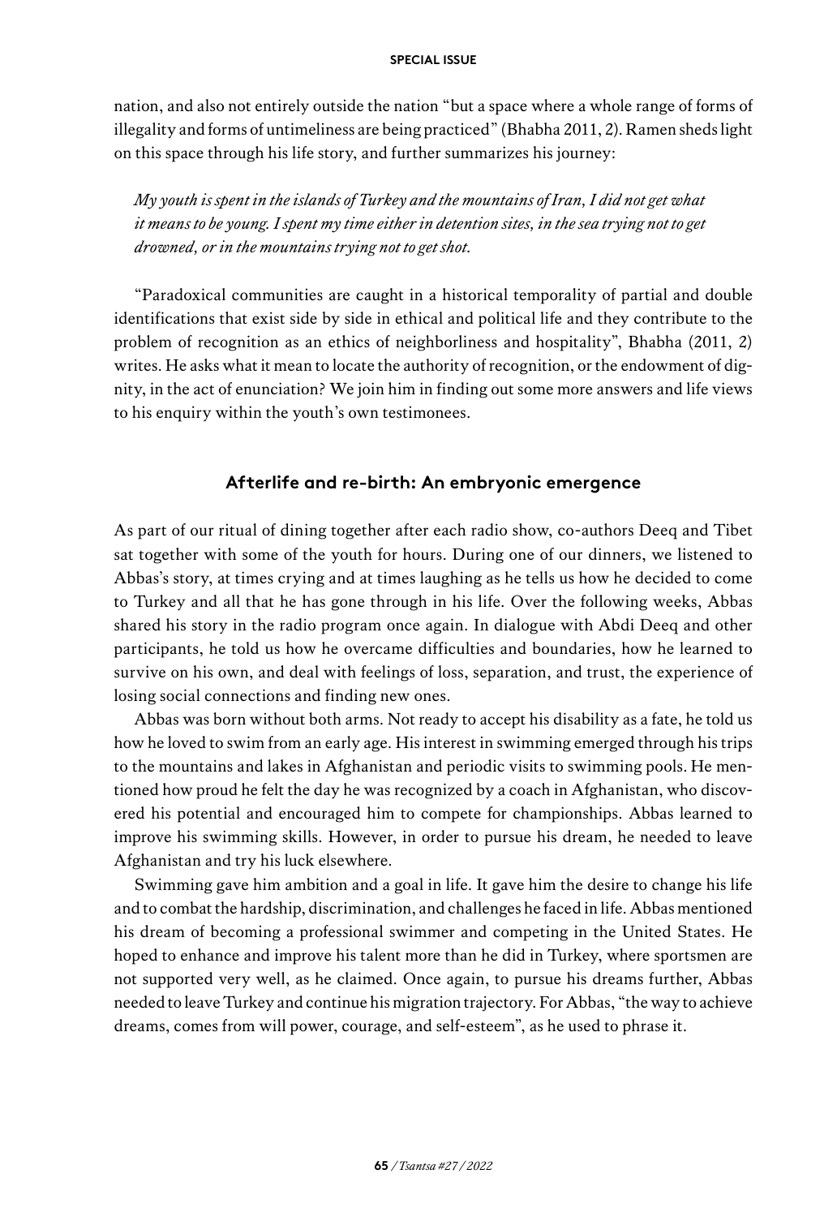nation, and also not entirely outside the nation "but a space where a whole range of forms of illegality and forms of untimeliness are being practiced" (Bhabha 2011, 2). Ramen sheds light on this space through his life story, and further summarizes his journey:

*My youth is spent in the islands of Turkey and the mountains of Iran, I did not get what it means to be young. I spent my time either in detention sites, in the sea trying not to get drowned, or in the mountains trying not to get shot.*

"Paradoxical communities are caught in a historical temporality of partial and double identifications that exist side by side in ethical and political life and they contribute to the problem of recognition as an ethics of neighborliness and hospitality", Bhabha (2011, 2) writes. He asks what it mean to locate the authority of recognition, or the endowment of dignity, in the act of enunciation? We join him in finding out some more answers and life views to his enquiry within the youth's own testimonees.

## Afterlife and re-birth: An embryonic emergence

As part of our ritual of dining together after each radio show, co-authors Deeq and Tibet sat together with some of the youth for hours. During one of our dinners, we listened to Abbas's story, at times crying and at times laughing as he tells us how he decided to come to Turkey and all that he has gone through in his life. Over the following weeks, Abbas shared his story in the radio program once again. In dialogue with Abdi Deeq and other participants, he told us how he overcame difficulties and boundaries, how he learned to survive on his own, and deal with feelings of loss, separation, and trust, the experience of losing social connections and finding new ones.

Abbas was born without both arms. Not ready to accept his disability as a fate, he told us how he loved to swim from an early age. His interest in swimming emerged through his trips to the mountains and lakes in Afghanistan and periodic visits to swimming pools. He mentioned how proud he felt the day he was recognized by a coach in Afghanistan, who discovered his potential and encouraged him to compete for championships. Abbas learned to improve his swimming skills. However, in order to pursue his dream, he needed to leave Afghanistan and try his luck elsewhere.

Swimming gave him ambition and a goal in life. It gave him the desire to change his life and to combat the hardship, discrimination, and challenges he faced in life. Abbas mentioned his dream of becoming a professional swimmer and competing in the United States. He hoped to enhance and improve his talent more than he did in Turkey, where sportsmen are not supported very well, as he claimed. Once again, to pursue his dreams further, Abbas needed to leave Turkey and continue his migration trajectory. For Abbas, "the way to achieve dreams, comes from will power, courage, and self-esteem", as he used to phrase it.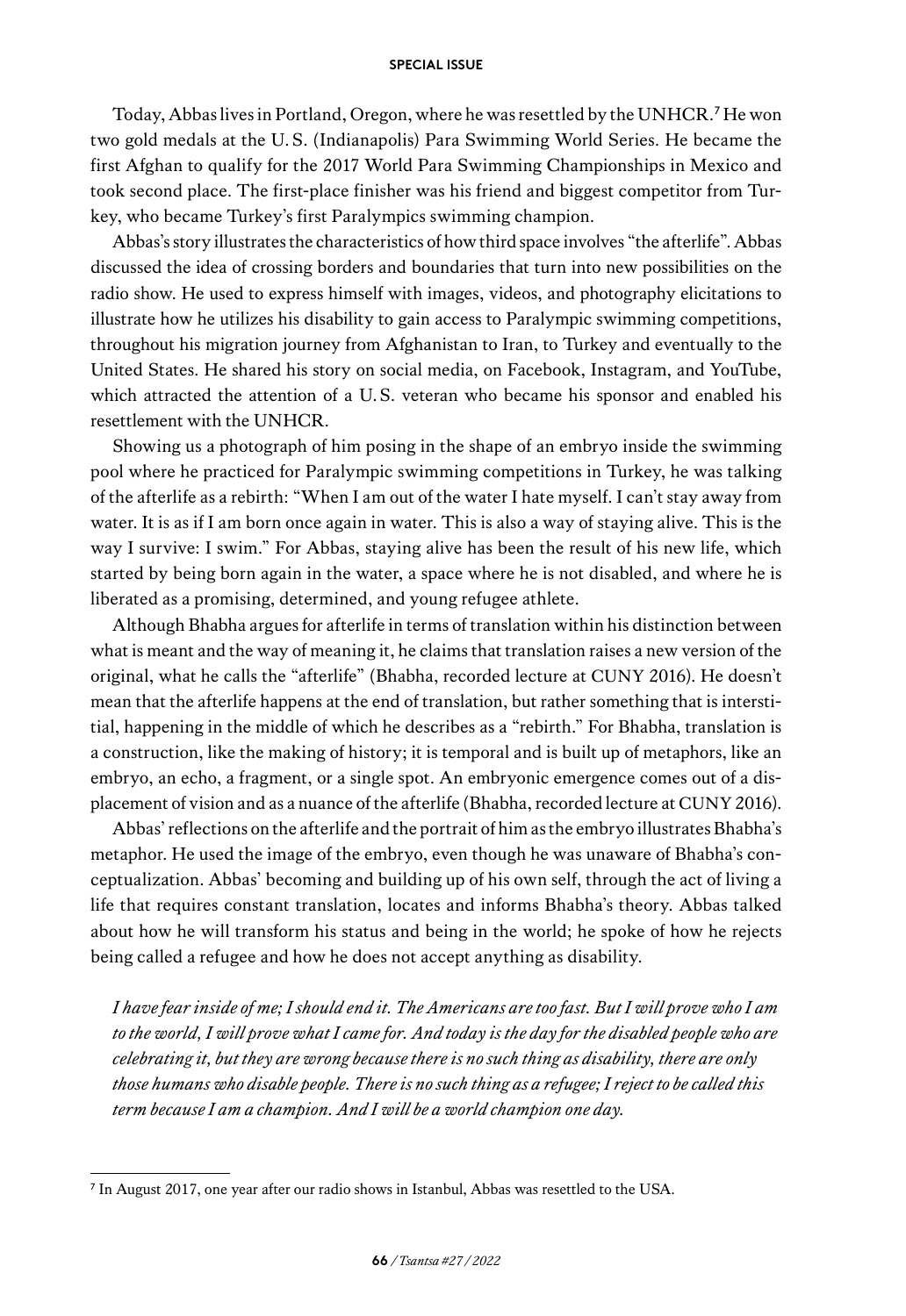Today, Abbas lives in Portland, Oregon, where he was resettled by the UNHCR.[7] He won two gold medals at the U. S. (Indianapolis) Para Swimming World Series. He became the first Afghan to qualify for the 2017 World Para Swimming Championships in Mexico and took second place. The first-place finisher was his friend and biggest competitor from Turkey, who became Turkey's first Paralympics swimming champion.

Abbas's story illustrates the characteristics of how third space involves "the afterlife". Abbas discussed the idea of crossing borders and boundaries that turn into new possibilities on the radio show. He used to express himself with images, videos, and photography elicitations to illustrate how he utilizes his disability to gain access to Paralympic swimming competitions, throughout his migration journey from Afghanistan to Iran, to Turkey and eventually to the United States. He shared his story on social media, on Facebook, Instagram, and YouTube, which attracted the attention of a U. S. veteran who became his sponsor and enabled his resettlement with the UNHCR.

Showing us a photograph of him posing in the shape of an embryo inside the swimming pool where he practiced for Paralympic swimming competitions in Turkey, he was talking of the afterlife as a rebirth: "When I am out of the water I hate myself. I can't stay away from water. It is as if I am born once again in water. This is also a way of staying alive. This is the way I survive: I swim." For Abbas, staying alive has been the result of his new life, which started by being born again in the water, a space where he is not disabled, and where he is liberated as a promising, determined, and young refugee athlete.

Although Bhabha argues for afterlife in terms of translation within his distinction between what is meant and the way of meaning it, he claims that translation raises a new version of the original, what he calls the "afterlife" (Bhabha, recorded lecture at CUNY 2016). He doesn't mean that the afterlife happens at the end of translation, but rather something that is interstitial, happening in the middle of which he describes as a "rebirth." For Bhabha, translation is a construction, like the making of history; it is temporal and is built up of metaphors, like an embryo, an echo, a fragment, or a single spot. An embryonic emergence comes out of a displacement of vision and as a nuance of the afterlife (Bhabha, recorded lecture at CUNY 2016).

Abbas' reflections on the afterlife and the portrait of him as the embryo illustrates Bhabha's metaphor. He used the image of the embryo, even though he was unaware of Bhabha's conceptualization. Abbas' becoming and building up of his own self, through the act of living a life that requires constant translation, locates and informs Bhabha's theory. Abbas talked about how he will transform his status and being in the world; he spoke of how he rejects being called a refugee and how he does not accept anything as disability.

*I have fear inside of me; I should end it. The Americans are too fast. But I will prove who I am to the world, I will prove what I came for. And today is the day for the disabled people who are celebrating it, but they are wrong because there is no such thing as disability, there are only those humans who disable people. There is no such thing as a refugee; I reject to be called this term because I am a champion. And I will be a world champion one day.*

---

[7] In August 2017, one year after our radio shows in Istanbul, Abbas was resettled to the USA.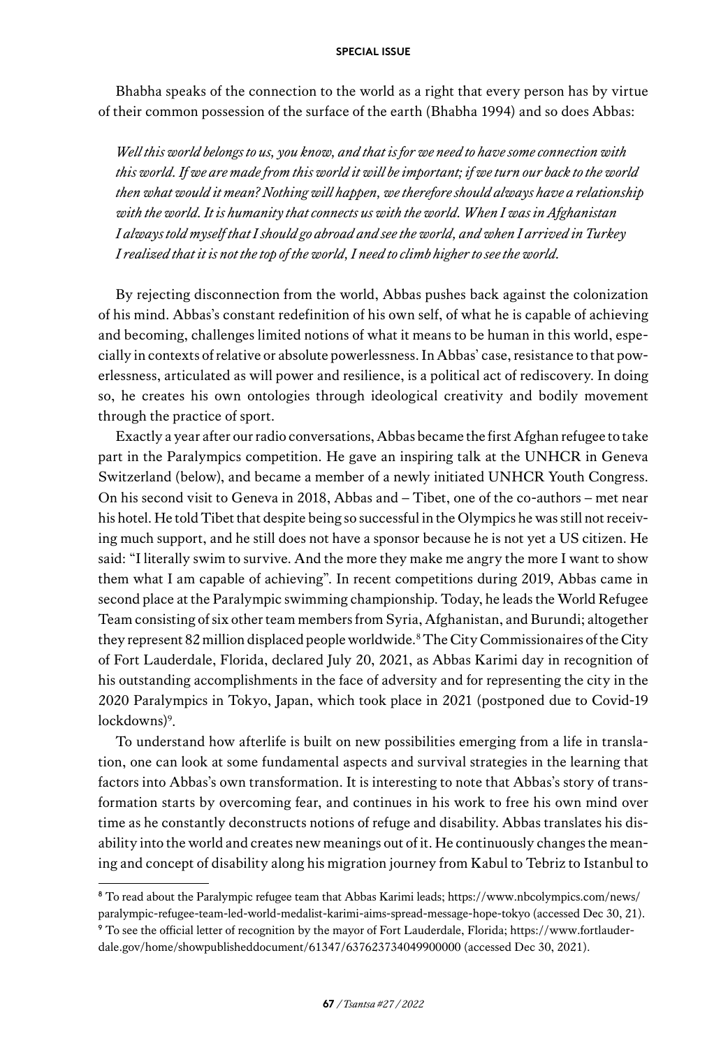Bhabha speaks of the connection to the world as a right that every person has by virtue of their common possession of the surface of the earth (Bhabha 1994) and so does Abbas:

> *Well this world belongs to us, you know, and that is for we need to have some connection with this world. If we are made from this world it will be important; if we turn our back to the world then what would it mean? Nothing will happen, we therefore should always have a relationship with the world. It is humanity that connects us with the world. When I was in Afghanistan I always told myself that I should go abroad and see the world, and when I arrived in Turkey I realized that it is not the top of the world, I need to climb higher to see the world.*

By rejecting disconnection from the world, Abbas pushes back against the colonization of his mind. Abbas's constant redefinition of his own self, of what he is capable of achieving and becoming, challenges limited notions of what it means to be human in this world, especially in contexts of relative or absolute powerlessness. In Abbas' case, resistance to that powerlessness, articulated as will power and resilience, is a political act of rediscovery. In doing so, he creates his own ontologies through ideological creativity and bodily movement through the practice of sport.

Exactly a year after our radio conversations, Abbas became the first Afghan refugee to take part in the Paralympics competition. He gave an inspiring talk at the UNHCR in Geneva Switzerland (below), and became a member of a newly initiated UNHCR Youth Congress. On his second visit to Geneva in 2018, Abbas and – Tibet, one of the co-authors – met near his hotel. He told Tibet that despite being so successful in the Olympics he was still not receiving much support, and he still does not have a sponsor because he is not yet a US citizen. He said: "I literally swim to survive. And the more they make me angry the more I want to show them what I am capable of achieving". In recent competitions during 2019, Abbas came in second place at the Paralympic swimming championship. Today, he leads the World Refugee Team consisting of six other team members from Syria, Afghanistan, and Burundi; altogether they represent 82 million displaced people worldwide.[8] The City Commissionaires of the City of Fort Lauderdale, Florida, declared July 20, 2021, as Abbas Karimi day in recognition of his outstanding accomplishments in the face of adversity and for representing the city in the 2020 Paralympics in Tokyo, Japan, which took place in 2021 (postponed due to Covid-19 lockdowns)[9].

To understand how afterlife is built on new possibilities emerging from a life in translation, one can look at some fundamental aspects and survival strategies in the learning that factors into Abbas's own transformation. It is interesting to note that Abbas's story of transformation starts by overcoming fear, and continues in his work to free his own mind over time as he constantly deconstructs notions of refuge and disability. Abbas translates his disability into the world and creates new meanings out of it. He continuously changes the meaning and concept of disability along his migration journey from Kabul to Tebriz to Istanbul to

---

[8] To read about the Paralympic refugee team that Abbas Karimi leads; https://www.nbcolympics.com/news/paralympic-refugee-team-led-world-medalist-karimi-aims-spread-message-hope-tokyo (accessed Dec 30, 21).

[9] To see the official letter of recognition by the mayor of Fort Lauderdale, Florida; https://www.fortlauderdale.gov/home/showpublisheddocument/61347/637623734049900000 (accessed Dec 30, 2021).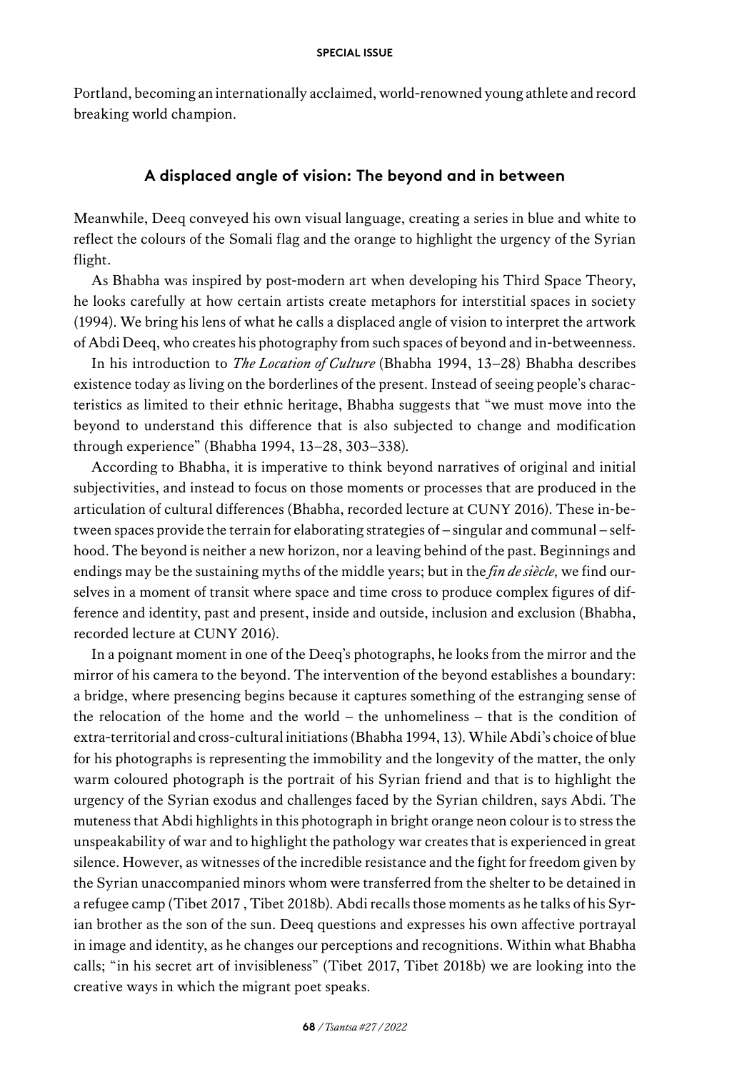Portland, becoming an internationally acclaimed, world-renowned young athlete and record breaking world champion.

## A displaced angle of vision: The beyond and in between

Meanwhile, Deeq conveyed his own visual language, creating a series in blue and white to reflect the colours of the Somali flag and the orange to highlight the urgency of the Syrian flight.

As Bhabha was inspired by post-modern art when developing his Third Space Theory, he looks carefully at how certain artists create metaphors for interstitial spaces in society (1994). We bring his lens of what he calls a displaced angle of vision to interpret the artwork of Abdi Deeq, who creates his photography from such spaces of beyond and in-betweenness.

In his introduction to *The Location of Culture* (Bhabha 1994, 13–28) Bhabha describes existence today as living on the borderlines of the present. Instead of seeing people's characteristics as limited to their ethnic heritage, Bhabha suggests that "we must move into the beyond to understand this difference that is also subjected to change and modification through experience" (Bhabha 1994, 13–28, 303–338).

According to Bhabha, it is imperative to think beyond narratives of original and initial subjectivities, and instead to focus on those moments or processes that are produced in the articulation of cultural differences (Bhabha, recorded lecture at CUNY 2016). These in-between spaces provide the terrain for elaborating strategies of – singular and communal – selfhood. The beyond is neither a new horizon, nor a leaving behind of the past. Beginnings and endings may be the sustaining myths of the middle years; but in the *fin de siècle,* we find ourselves in a moment of transit where space and time cross to produce complex figures of difference and identity, past and present, inside and outside, inclusion and exclusion (Bhabha, recorded lecture at CUNY 2016).

In a poignant moment in one of the Deeq's photographs, he looks from the mirror and the mirror of his camera to the beyond. The intervention of the beyond establishes a boundary: a bridge, where presencing begins because it captures something of the estranging sense of the relocation of the home and the world – the unhomeliness – that is the condition of extra-territorial and cross-cultural initiations (Bhabha 1994, 13). While Abdi's choice of blue for his photographs is representing the immobility and the longevity of the matter, the only warm coloured photograph is the portrait of his Syrian friend and that is to highlight the urgency of the Syrian exodus and challenges faced by the Syrian children, says Abdi. The muteness that Abdi highlights in this photograph in bright orange neon colour is to stress the unspeakability of war and to highlight the pathology war creates that is experienced in great silence. However, as witnesses of the incredible resistance and the fight for freedom given by the Syrian unaccompanied minors whom were transferred from the shelter to be detained in a refugee camp (Tibet 2017 , Tibet 2018b). Abdi recalls those moments as he talks of his Syrian brother as the son of the sun. Deeq questions and expresses his own affective portrayal in image and identity, as he changes our perceptions and recognitions. Within what Bhabha calls; "in his secret art of invisibleness" (Tibet 2017, Tibet 2018b) we are looking into the creative ways in which the migrant poet speaks.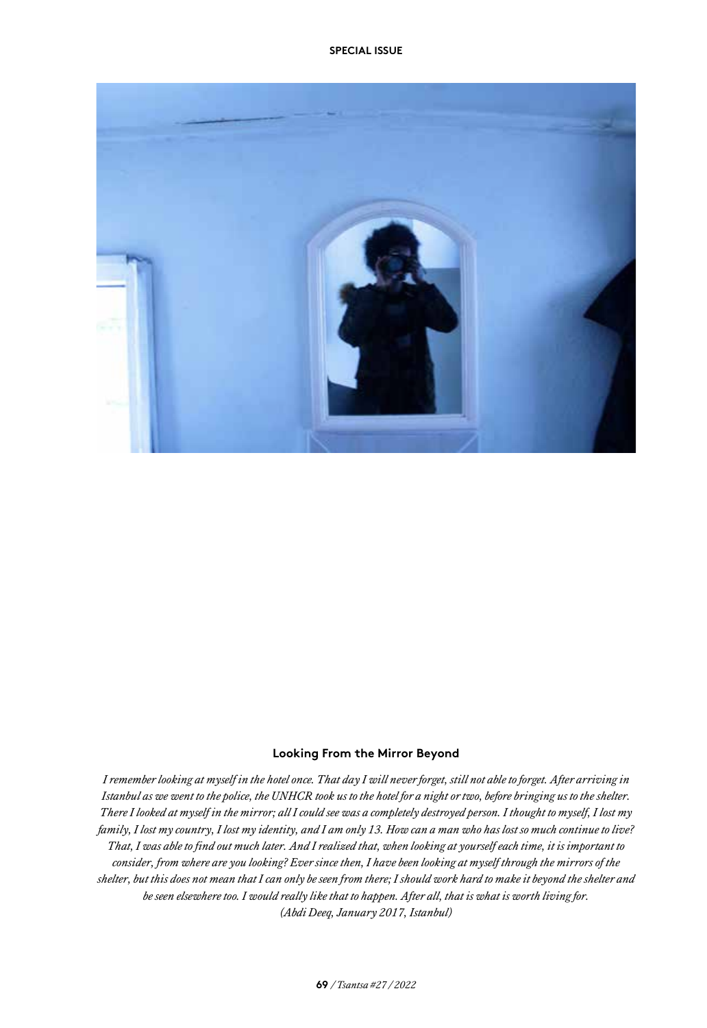### Looking From the Mirror Beyond

*I remember looking at myself in the hotel once. That day I will never forget, still not able to forget. After arriving in Istanbul as we went to the police, the UNHCR took us to the hotel for a night or two, before bringing us to the shelter. There I looked at myself in the mirror; all I could see was a completely destroyed person. I thought to myself, I lost my family, I lost my country, I lost my identity, and I am only 13. How can a man who has lost so much continue to live? That, I was able to find out much later. And I realized that, when looking at yourself each time, it is important to consider, from where are you looking? Ever since then, I have been looking at myself through the mirrors of the shelter, but this does not mean that I can only be seen from there; I should work hard to make it beyond the shelter and be seen elsewhere too. I would really like that to happen. After all, that is what is worth living for.*
*(Abdi Deeq, January 2017, Istanbul)*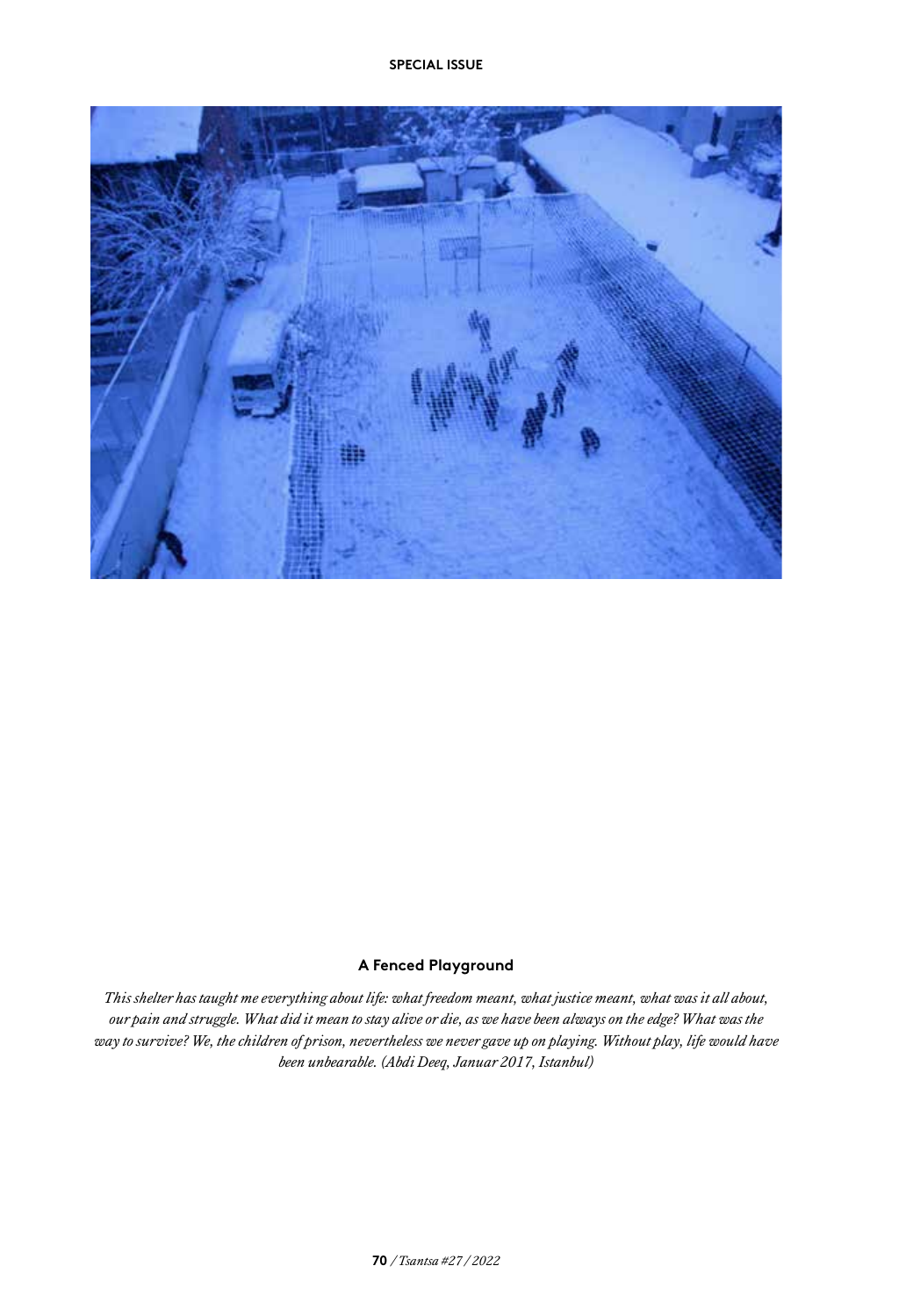**A Fenced Playground**

*This shelter has taught me everything about life: what freedom meant, what justice meant, what was it all about, our pain and struggle. What did it mean to stay alive or die, as we have been always on the edge? What was the way to survive? We, the children of prison, nevertheless we never gave up on playing. Without play, life would have been unbearable. (Abdi Deeq, Januar 2017, Istanbul)*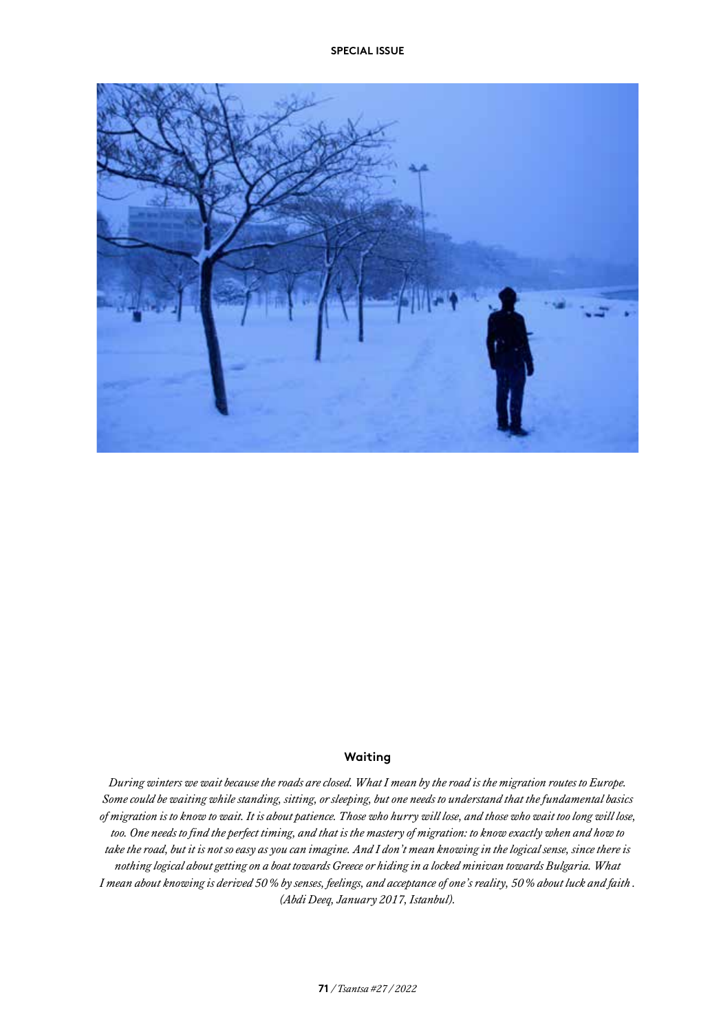#### Waiting

*During winters we wait because the roads are closed. What I mean by the road is the migration routes to Europe. Some could be waiting while standing, sitting, or sleeping, but one needs to understand that the fundamental basics of migration is to know to wait. It is about patience. Those who hurry will lose, and those who wait too long will lose, too. One needs to find the perfect timing, and that is the mastery of migration: to know exactly when and how to take the road, but it is not so easy as you can imagine. And I don't mean knowing in the logical sense, since there is nothing logical about getting on a boat towards Greece or hiding in a locked minivan towards Bulgaria. What I mean about knowing is derived 50 % by senses, feelings, and acceptance of one's reality, 50 % about luck and faith . (Abdi Deeq, January 2017, Istanbul).*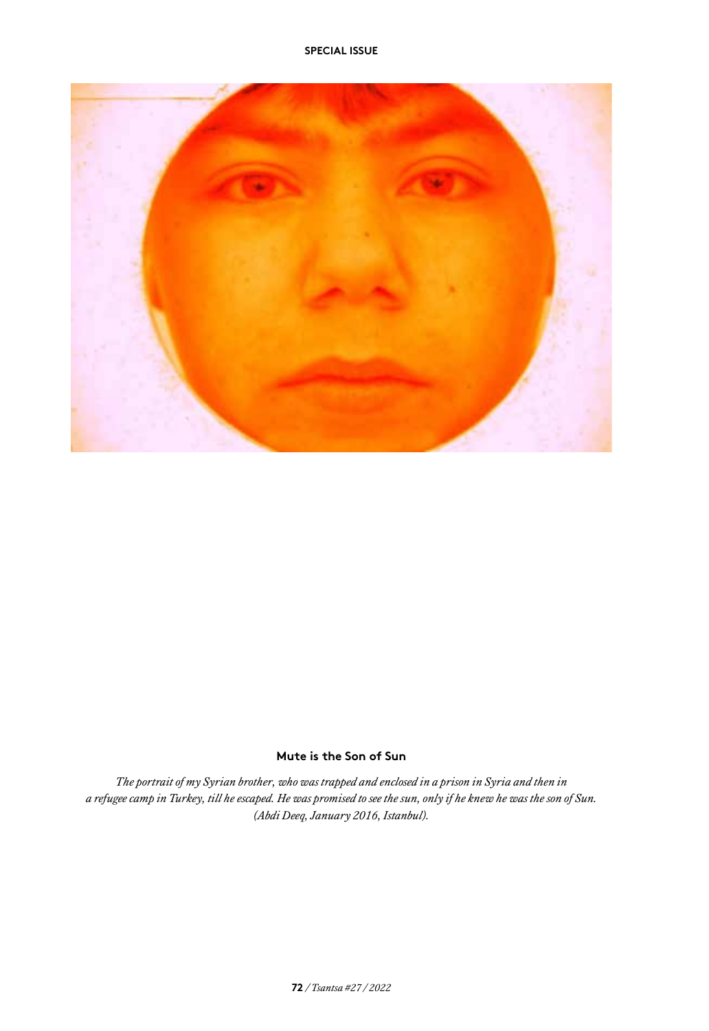**Mute is the Son of Sun**

*The portrait of my Syrian brother, who was trapped and enclosed in a prison in Syria and then in a refugee camp in Turkey, till he escaped. He was promised to see the sun, only if he knew he was the son of Sun. (Abdi Deeq, January 2016, Istanbul).*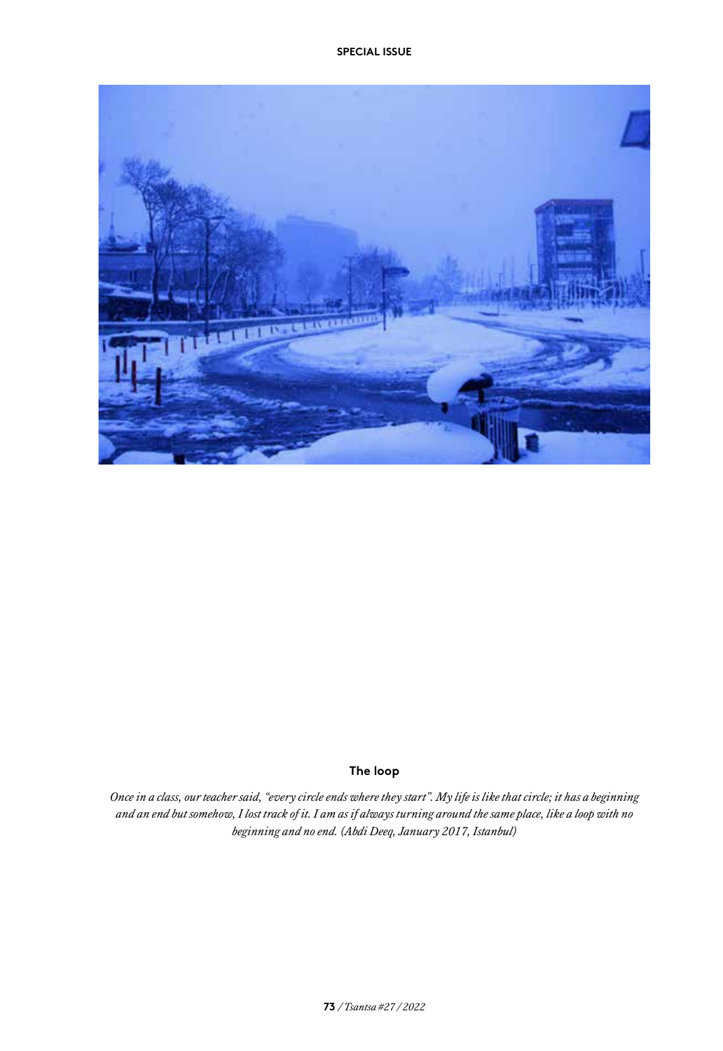**The loop**

*Once in a class, our teacher said, "every circle ends where they start". My life is like that circle; it has a beginning and an end but somehow, I lost track of it. I am as if always turning around the same place, like a loop with no beginning and no end. (Abdi Deeq, January 2017, Istanbul)*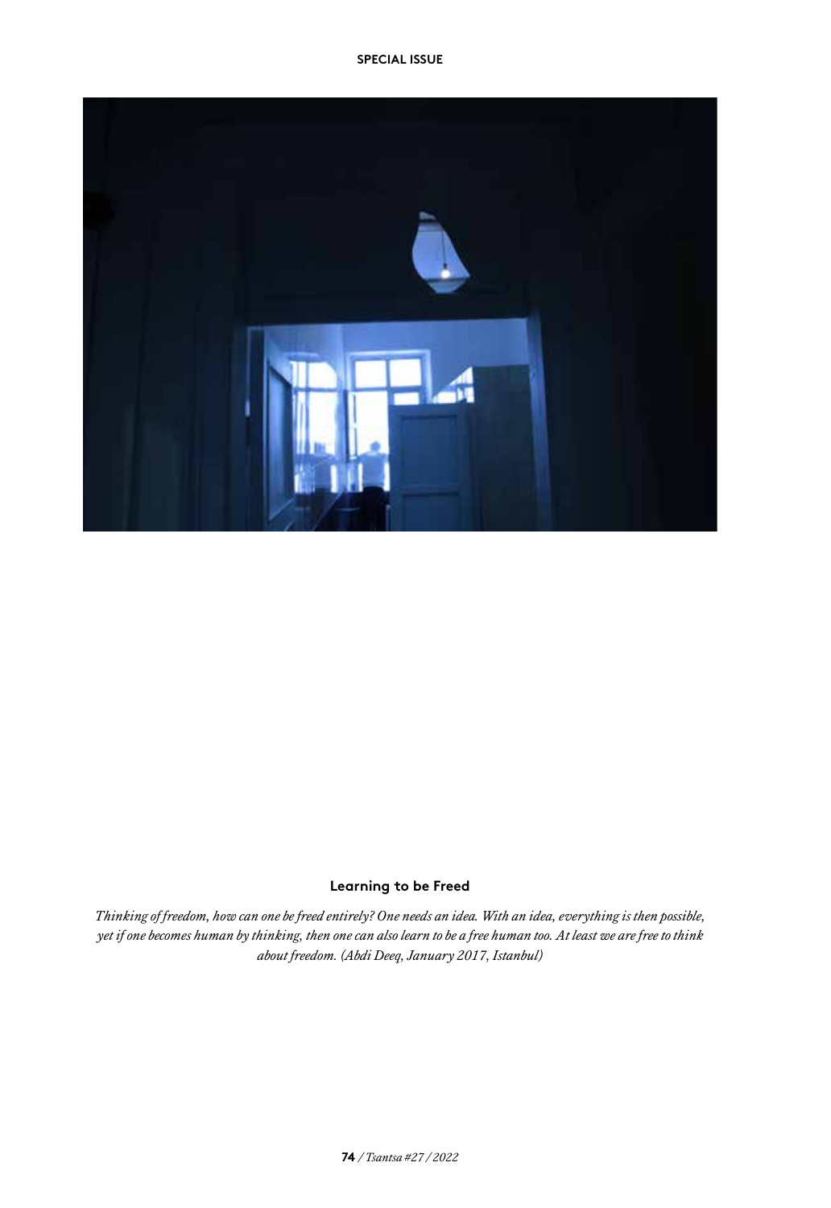**Learning to be Freed**

*Thinking of freedom, how can one be freed entirely? One needs an idea. With an idea, everything is then possible, yet if one becomes human by thinking, then one can also learn to be a free human too. At least we are free to think about freedom. (Abdi Deeq, January 2017, Istanbul)*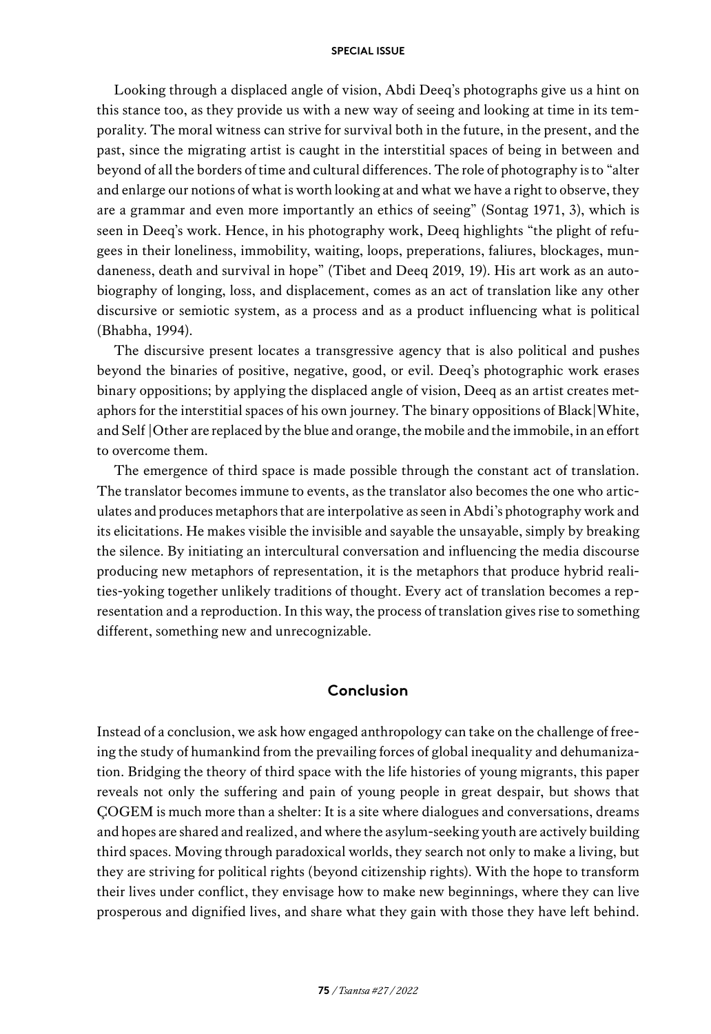Looking through a displaced angle of vision, Abdi Deeq's photographs give us a hint on this stance too, as they provide us with a new way of seeing and looking at time in its temporality. The moral witness can strive for survival both in the future, in the present, and the past, since the migrating artist is caught in the interstitial spaces of being in between and beyond of all the borders of time and cultural differences. The role of photography is to "alter and enlarge our notions of what is worth looking at and what we have a right to observe, they are a grammar and even more importantly an ethics of seeing" (Sontag 1971, 3), which is seen in Deeq's work. Hence, in his photography work, Deeq highlights "the plight of refugees in their loneliness, immobility, waiting, loops, preperations, faliures, blockages, mundaneness, death and survival in hope" (Tibet and Deeq 2019, 19). His art work as an autobiography of longing, loss, and displacement, comes as an act of translation like any other discursive or semiotic system, as a process and as a product influencing what is political (Bhabha, 1994).

The discursive present locates a transgressive agency that is also political and pushes beyond the binaries of positive, negative, good, or evil. Deeq's photographic work erases binary oppositions; by applying the displaced angle of vision, Deeq as an artist creates metaphors for the interstitial spaces of his own journey. The binary oppositions of Black|White, and Self |Other are replaced by the blue and orange, the mobile and the immobile, in an effort to overcome them.

The emergence of third space is made possible through the constant act of translation. The translator becomes immune to events, as the translator also becomes the one who articulates and produces metaphors that are interpolative as seen in Abdi's photography work and its elicitations. He makes visible the invisible and sayable the unsayable, simply by breaking the silence. By initiating an intercultural conversation and influencing the media discourse producing new metaphors of representation, it is the metaphors that produce hybrid realities-yoking together unlikely traditions of thought. Every act of translation becomes a representation and a reproduction. In this way, the process of translation gives rise to something different, something new and unrecognizable.

## Conclusion

Instead of a conclusion, we ask how engaged anthropology can take on the challenge of freeing the study of humankind from the prevailing forces of global inequality and dehumanization. Bridging the theory of third space with the life histories of young migrants, this paper reveals not only the suffering and pain of young people in great despair, but shows that ÇOGEM is much more than a shelter: It is a site where dialogues and conversations, dreams and hopes are shared and realized, and where the asylum-seeking youth are actively building third spaces. Moving through paradoxical worlds, they search not only to make a living, but they are striving for political rights (beyond citizenship rights). With the hope to transform their lives under conflict, they envisage how to make new beginnings, where they can live prosperous and dignified lives, and share what they gain with those they have left behind.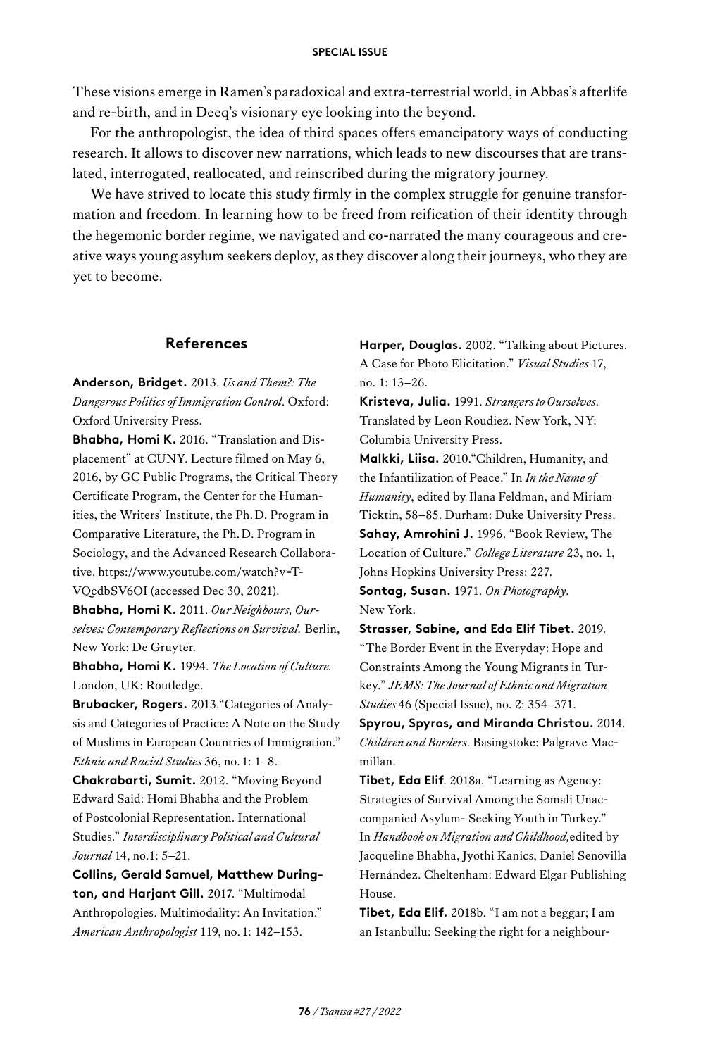These visions emerge in Ramen's paradoxical and extra-terrestrial world, in Abbas's afterlife and re-birth, and in Deeq's visionary eye looking into the beyond.

For the anthropologist, the idea of third spaces offers emancipatory ways of conducting research. It allows to discover new narrations, which leads to new discourses that are translated, interrogated, reallocated, and reinscribed during the migratory journey.

We have strived to locate this study firmly in the complex struggle for genuine transformation and freedom. In learning how to be freed from reification of their identity through the hegemonic border regime, we navigated and co-narrated the many courageous and creative ways young asylum seekers deploy, as they discover along their journeys, who they are yet to become.

## References

**Anderson, Bridget.** 2013. *Us and Them?: The Dangerous Politics of Immigration Control*. Oxford: Oxford University Press.

**Bhabha, Homi K.** 2016. "Translation and Displacement" at CUNY. Lecture filmed on May 6, 2016, by GC Public Programs, the Critical Theory Certificate Program, the Center for the Humanities, the Writers' Institute, the Ph. D. Program in Comparative Literature, the Ph. D. Program in Sociology, and the Advanced Research Collaborative. https://www.youtube.com/watch?v=T-VQcdbSV6OI (accessed Dec 30, 2021).

**Bhabha, Homi K.** 2011. *Our Neighbours, Ourselves: Contemporary Reflections on Survival.* Berlin, New York: De Gruyter.

**Bhabha, Homi K.** 1994. *The Location of Culture.* London, UK: Routledge.

**Brubacker, Rogers.** 2013."Categories of Analysis and Categories of Practice: A Note on the Study of Muslims in European Countries of Immigration." *Ethnic and Racial Studies* 36, no. 1: 1–8.

**Chakrabarti, Sumit.** 2012. "Moving Beyond Edward Said: Homi Bhabha and the Problem of Postcolonial Representation. International Studies." *Interdisciplinary Political and Cultural Journal* 14, no.1: 5–21.

**Collins, Gerald Samuel, Matthew Durington, and Harjant Gill.** 2017. "Multimodal Anthropologies. Multimodality: An Invitation." *American Anthropologist* 119, no. 1: 142–153.

**Harper, Douglas.** 2002. "Talking about Pictures. A Case for Photo Elicitation." *Visual Studies* 17, no. 1: 13–26.

**Kristeva, Julia.** 1991. *Strangers to Ourselves*. Translated by Leon Roudiez. New York, NY: Columbia University Press.

**Malkki, Liisa.** 2010."Children, Humanity, and the Infantilization of Peace." In *In the Name of Humanity*, edited by Ilana Feldman, and Miriam Ticktin, 58–85. Durham: Duke University Press.

**Sahay, Amrohini J.** 1996. "Book Review, The Location of Culture." *College Literature* 23, no. 1, Johns Hopkins University Press: 227.

**Sontag, Susan.** 1971. *On Photography*. New York.

**Strasser, Sabine, and Eda Elif Tibet.** 2019. "The Border Event in the Everyday: Hope and Constraints Among the Young Migrants in Turkey." *JEMS: The Journal of Ethnic and Migration Studies* 46 (Special Issue), no. 2: 354–371.

**Spyrou, Spyros, and Miranda Christou.** 2014. *Children and Borders*. Basingstoke: Palgrave Macmillan.

**Tibet, Eda Elif**. 2018a. "Learning as Agency: Strategies of Survival Among the Somali Unaccompanied Asylum- Seeking Youth in Turkey." In *Handbook on Migration and Childhood,* edited by Jacqueline Bhabha, Jyothi Kanics, Daniel Senovilla Hernández. Cheltenham: Edward Elgar Publishing House.

**Tibet, Eda Elif.** 2018b. "I am not a beggar; I am an Istanbullu: Seeking the right for a neighbour-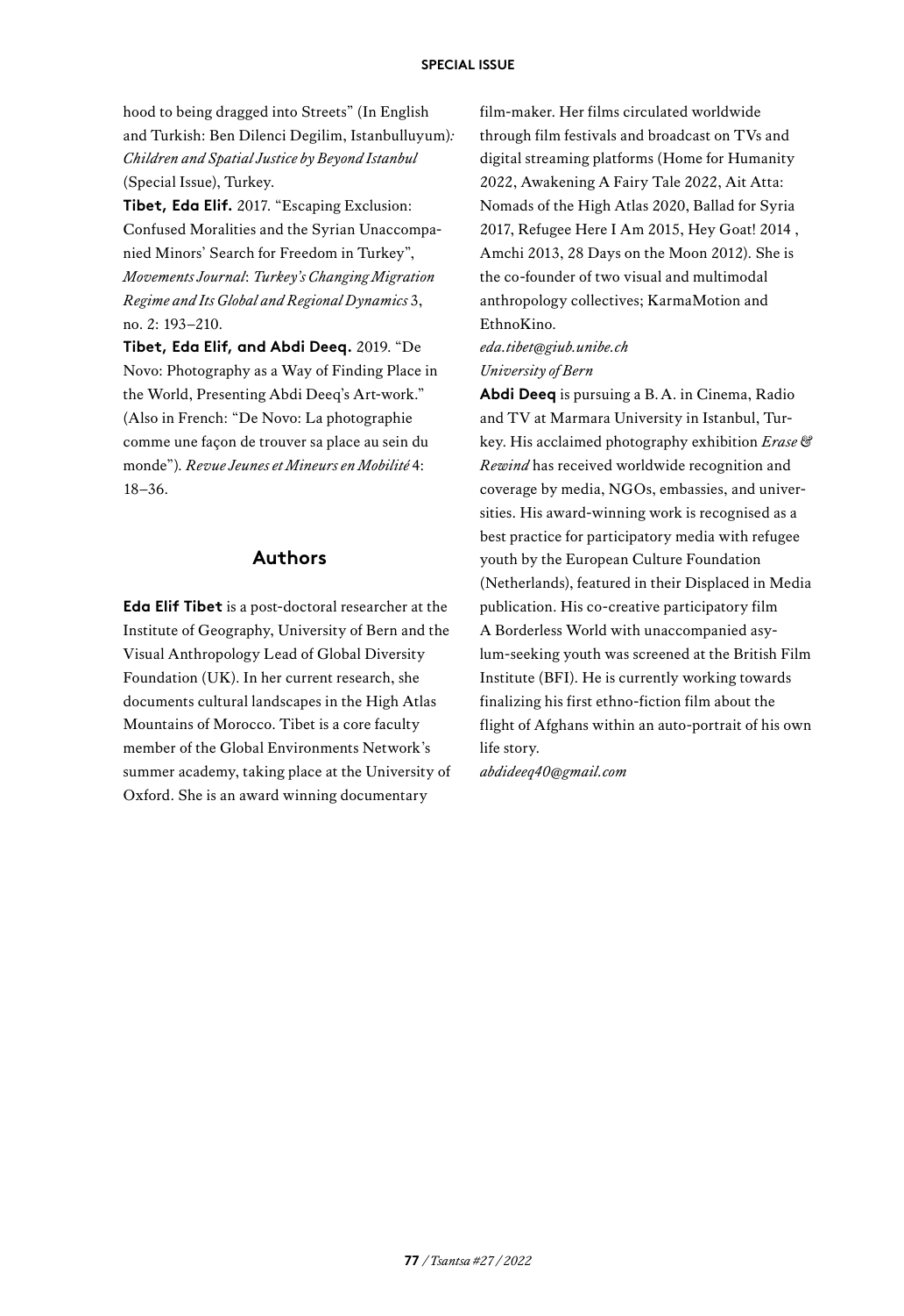hood to being dragged into Streets" (In English and Turkish: Ben Dilenci Degilim, Istanbulluyum)*: Children and Spatial Justice by Beyond Istanbul* (Special Issue), Turkey.

**Tibet, Eda Elif.** 2017. "Escaping Exclusion: Confused Moralities and the Syrian Unaccompanied Minors' Search for Freedom in Turkey", *Movements Journal*: *Turkey's Changing Migration Regime and Its Global and Regional Dynamics* 3, no. 2: 193–210.

**Tibet, Eda Elif, and Abdi Deeq.** 2019. "De Novo: Photography as a Way of Finding Place in the World, Presenting Abdi Deeq's Art-work." (Also in French: "De Novo: La photographie comme une façon de trouver sa place au sein du monde"). *Revue Jeunes et Mineurs en Mobilité* 4: 18–36.

## Authors

**Eda Elif Tibet** is a post-doctoral researcher at the Institute of Geography, University of Bern and the Visual Anthropology Lead of Global Diversity Foundation (UK). In her current research, she documents cultural landscapes in the High Atlas Mountains of Morocco. Tibet is a core faculty member of the Global Environments Network's summer academy, taking place at the University of Oxford. She is an award winning documentary film-maker. Her films circulated worldwide through film festivals and broadcast on TVs and digital streaming platforms (Home for Humanity 2022, Awakening A Fairy Tale 2022, Ait Atta: Nomads of the High Atlas 2020, Ballad for Syria 2017, Refugee Here I Am 2015, Hey Goat! 2014 , Amchi 2013, 28 Days on the Moon 2012). She is the co-founder of two visual and multimodal anthropology collectives; KarmaMotion and EthnoKino.

*eda.tibet@giub.unibe.ch*
*University of Bern*

**Abdi Deeq** is pursuing a B. A. in Cinema, Radio and TV at Marmara University in Istanbul, Turkey. His acclaimed photography exhibition *Erase & Rewind* has received worldwide recognition and coverage by media, NGOs, embassies, and universities. His award-winning work is recognised as a best practice for participatory media with refugee youth by the European Culture Foundation (Netherlands), featured in their Displaced in Media publication. His co-creative participatory film A Borderless World with unaccompanied asylum-seeking youth was screened at the British Film Institute (BFI). He is currently working towards finalizing his first ethno-fiction film about the flight of Afghans within an auto-portrait of his own life story.

*abdideeq40@gmail.com*